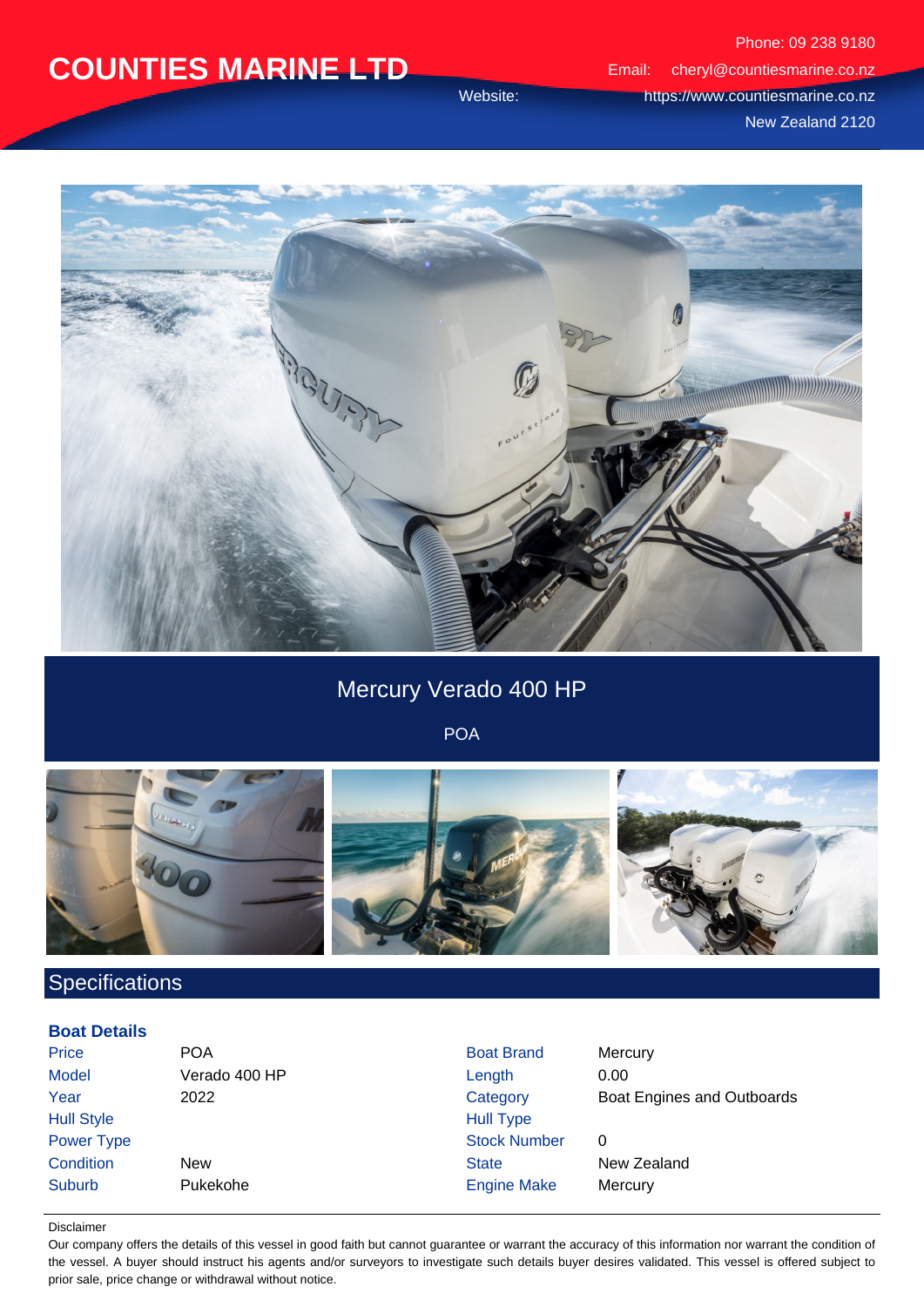# COUNTIES MARINE LTD

Phone: 09 238 9180
Email: cheryl@countiesmarine.co.nz
Website: https://www.countiesmarine.co.nz
New Zealand 2120

## Mercury Verado 400 HP

POA

## Specifications

### Boat Details

| | | | |
|---|---|---|---|
| Price | POA | Boat Brand | Mercury |
| Model | Verado 400 HP | Length | 0.00 |
| Year | 2022 | Category | Boat Engines and Outboards |
| Hull Style | | Hull Type | |
| Power Type | | Stock Number | 0 |
| Condition | New | State | New Zealand |
| Suburb | Pukekohe | Engine Make | Mercury |

Disclaimer

Our company offers the details of this vessel in good faith but cannot guarantee or warrant the accuracy of this information nor warrant the condition of the vessel. A buyer should instruct his agents and/or surveyors to investigate such details buyer desires validated. This vessel is offered subject to prior sale, price change or withdrawal without notice.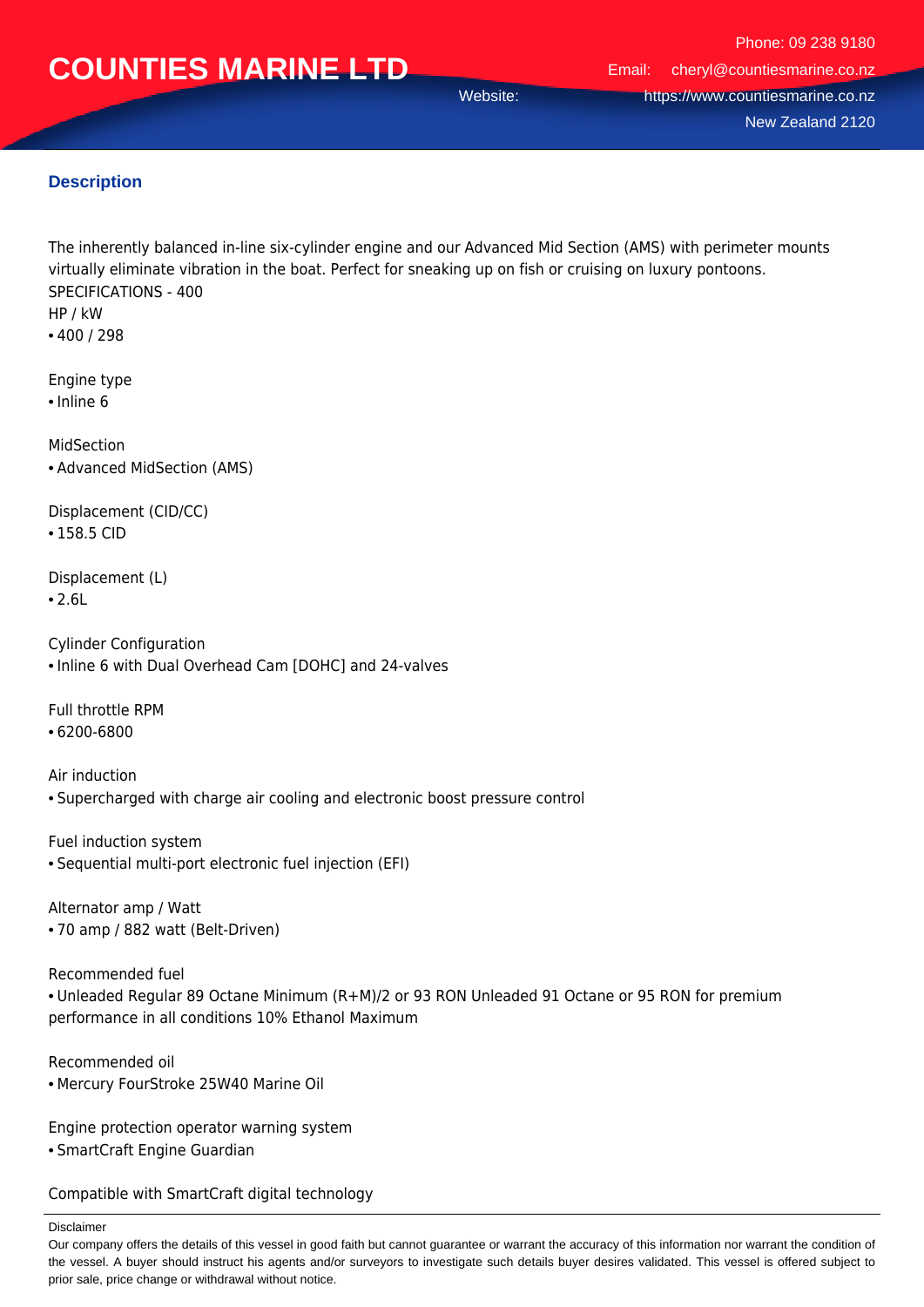## Description

The inherently balanced in-line six-cylinder engine and our Advanced Mid Section (AMS) with perimeter mounts virtually eliminate vibration in the boat. Perfect for sneaking up on fish or cruising on luxury pontoons.
SPECIFICATIONS - 400
HP / kW
• 400 / 298

Engine type
• Inline 6

MidSection
• Advanced MidSection (AMS)

Displacement (CID/CC)
• 158.5 CID

Displacement (L)
• 2.6L

Cylinder Configuration
• Inline 6 with Dual Overhead Cam [DOHC] and 24-valves

Full throttle RPM
• 6200-6800

Air induction
• Supercharged with charge air cooling and electronic boost pressure control

Fuel induction system
• Sequential multi-port electronic fuel injection (EFI)

Alternator amp / Watt
• 70 amp / 882 watt (Belt-Driven)

Recommended fuel
• Unleaded Regular 89 Octane Minimum (R+M)/2 or 93 RON Unleaded 91 Octane or 95 RON for premium performance in all conditions 10% Ethanol Maximum

Recommended oil
• Mercury FourStroke 25W40 Marine Oil

Engine protection operator warning system
• SmartCraft Engine Guardian

Compatible with SmartCraft digital technology

Disclaimer

Our company offers the details of this vessel in good faith but cannot guarantee or warrant the accuracy of this information nor warrant the condition of the vessel. A buyer should instruct his agents and/or surveyors to investigate such details buyer desires validated. This vessel is offered subject to prior sale, price change or withdrawal without notice.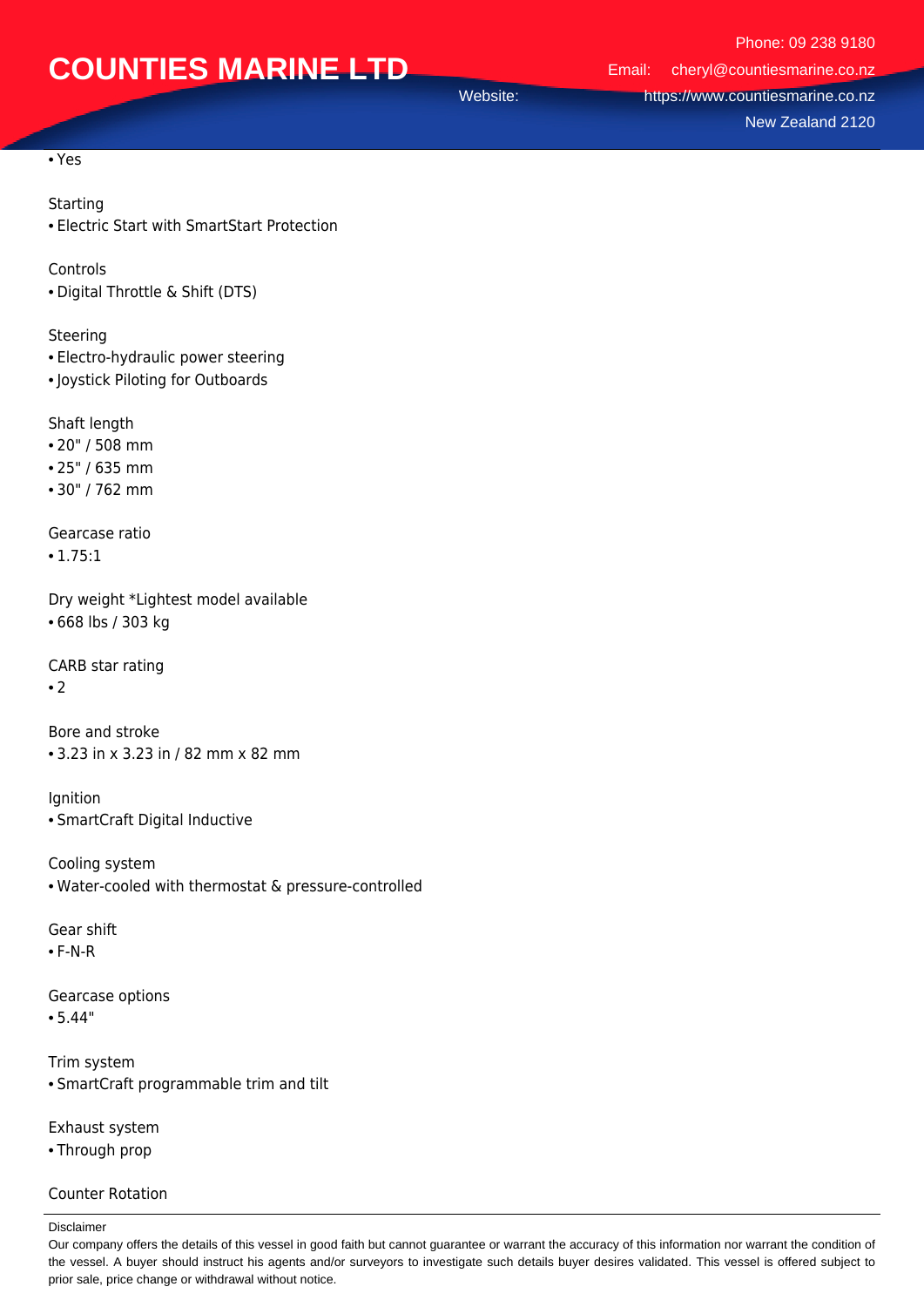• Yes

Starting
• Electric Start with SmartStart Protection

Controls
• Digital Throttle & Shift (DTS)

Steering
• Electro-hydraulic power steering
• Joystick Piloting for Outboards

Shaft length
• 20" / 508 mm
• 25" / 635 mm
• 30" / 762 mm

Gearcase ratio
• 1.75:1

Dry weight *Lightest model available
• 668 lbs / 303 kg

CARB star rating
• 2

Bore and stroke
• 3.23 in x 3.23 in / 82 mm x 82 mm

Ignition
• SmartCraft Digital Inductive

Cooling system
• Water-cooled with thermostat & pressure-controlled

Gear shift
• F-N-R

Gearcase options
• 5.44"

Trim system
• SmartCraft programmable trim and tilt

Exhaust system
• Through prop

Counter Rotation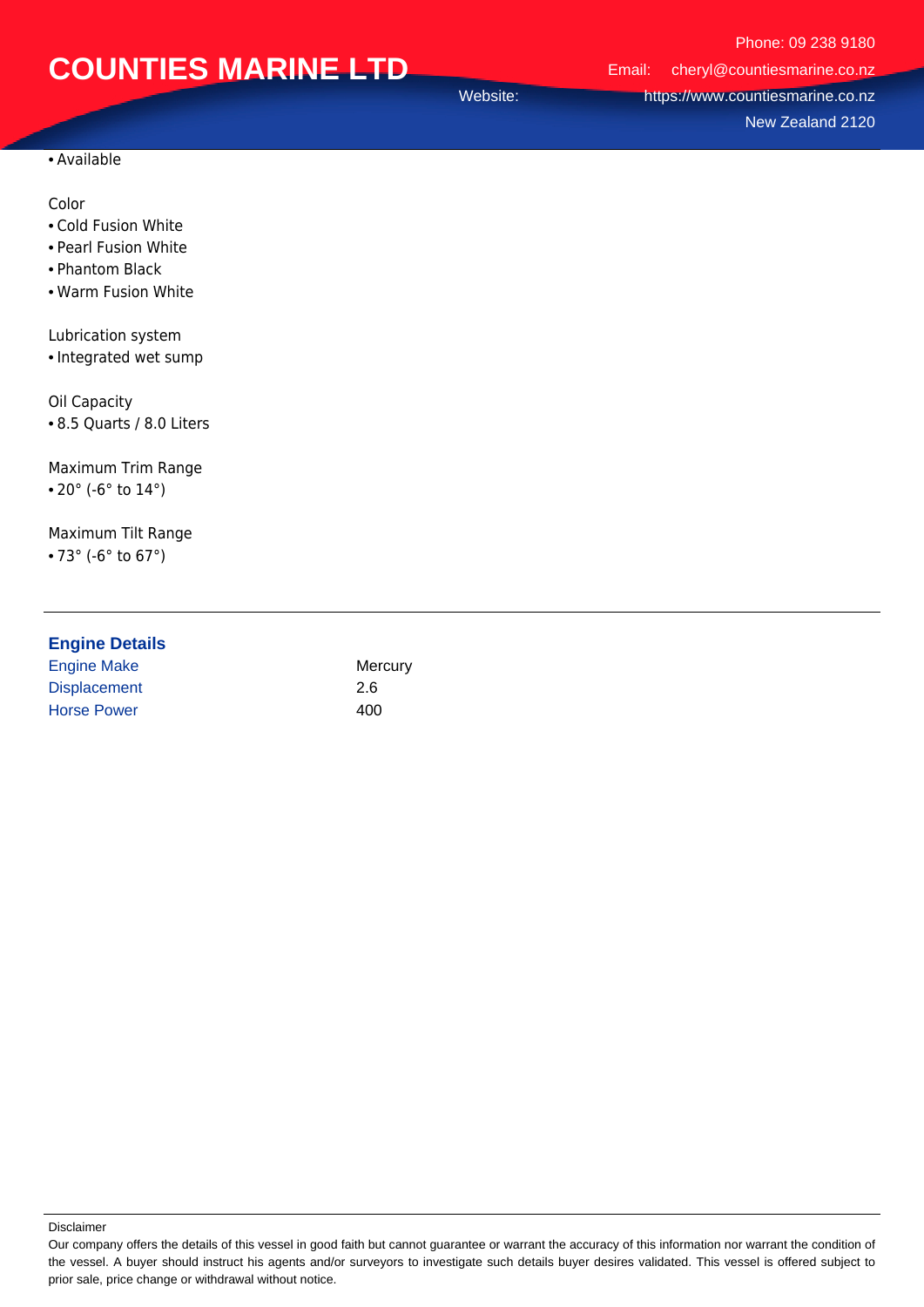- Available

Color
- Cold Fusion White
- Pearl Fusion White
- Phantom Black
- Warm Fusion White

Lubrication system
- Integrated wet sump

Oil Capacity
- 8.5 Quarts / 8.0 Liters

Maximum Trim Range
- 20° (-6° to 14°)

Maximum Tilt Range
- 73° (-6° to 67°)

---

### Engine Details

| | |
|---|---|
| Engine Make | Mercury |
| Displacement | 2.6 |
| Horse Power | 400 |

---

Disclaimer

Our company offers the details of this vessel in good faith but cannot guarantee or warrant the accuracy of this information nor warrant the condition of the vessel. A buyer should instruct his agents and/or surveyors to investigate such details buyer desires validated. This vessel is offered subject to prior sale, price change or withdrawal without notice.